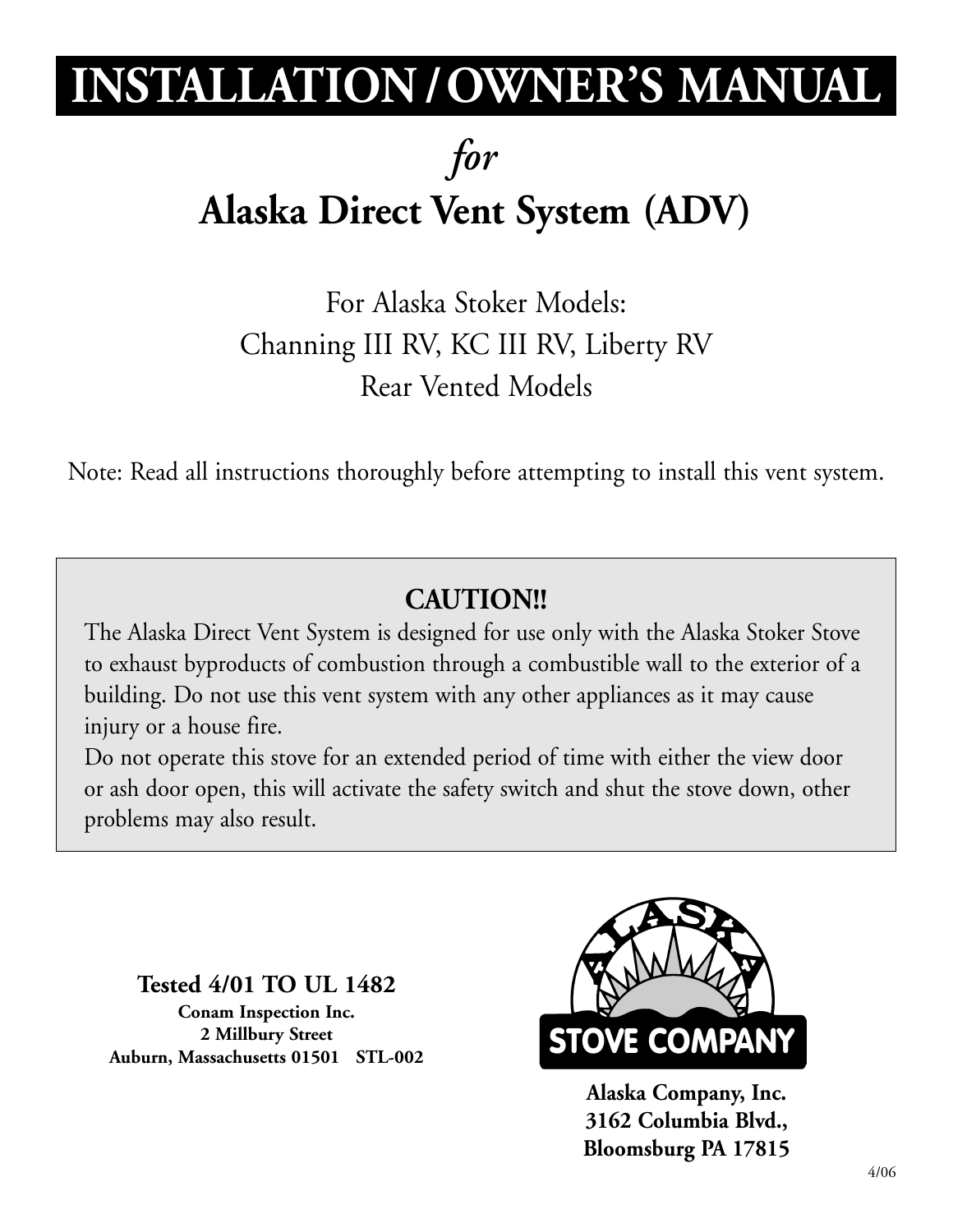# INSTALLATION / OWNER'S MANUAL

*for*

## Alaska Direct Vent System (ADV)

For Alaska Stoker Models:
Channing III RV, KC III RV, Liberty RV
Rear Vented Models

Note: Read all instructions thoroughly before attempting to install this vent system.

### CAUTION!!

The Alaska Direct Vent System is designed for use only with the Alaska Stoker Stove to exhaust byproducts of combustion through a combustible wall to the exterior of a building. Do not use this vent system with any other appliances as it may cause injury or a house fire.

Do not operate this stove for an extended period of time with either the view door or ash door open, this will activate the safety switch and shut the stove down, other problems may also result.

**Tested 4/01 TO UL 1482**
**Conam Inspection Inc.**
**2 Millbury Street**
**Auburn, Massachusetts 01501 STL-002**

ALASKA STOVE COMPANY

**Alaska Company, Inc.**
**3162 Columbia Blvd.,**
**Bloomsburg PA 17815**

4/06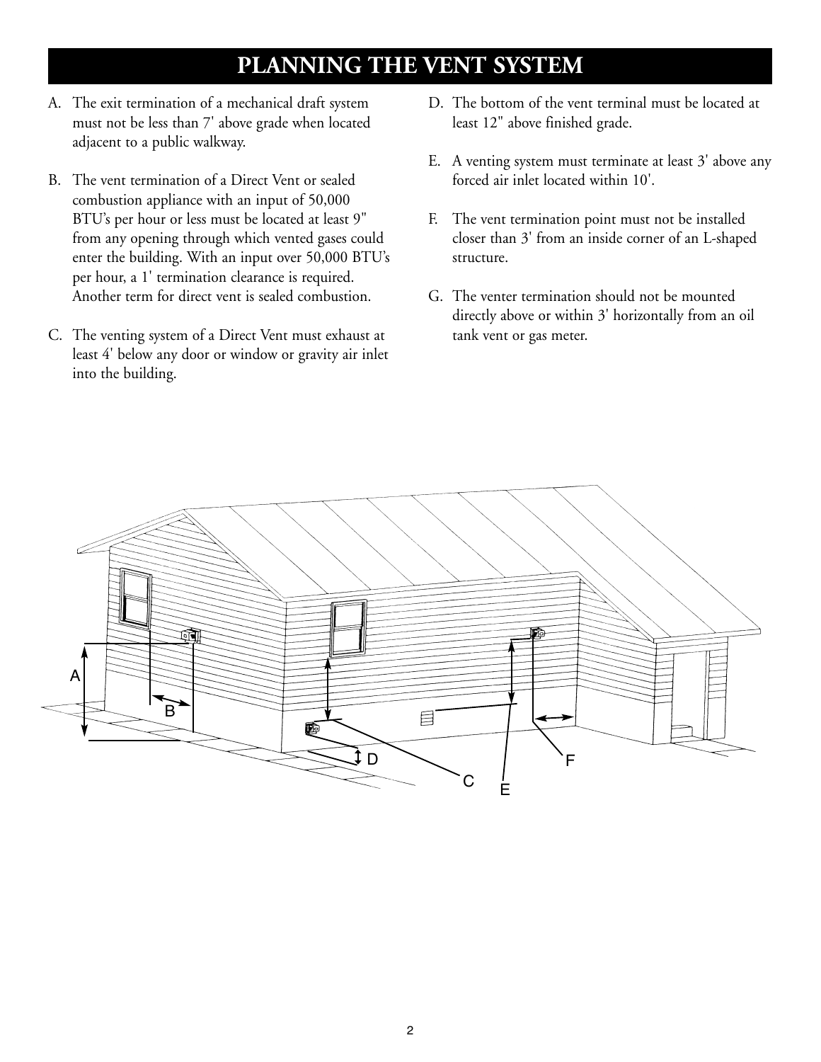# PLANNING THE VENT SYSTEM

A. The exit termination of a mechanical draft system must not be less than 7' above grade when located adjacent to a public walkway.

B. The vent termination of a Direct Vent or sealed combustion appliance with an input of 50,000 BTU's per hour or less must be located at least 9" from any opening through which vented gases could enter the building. With an input over 50,000 BTU's per hour, a 1' termination clearance is required. Another term for direct vent is sealed combustion.

C. The venting system of a Direct Vent must exhaust at least 4' below any door or window or gravity air inlet into the building.

D. The bottom of the vent terminal must be located at least 12" above finished grade.

E. A venting system must terminate at least 3' above any forced air inlet located within 10'.

F. The vent termination point must not be installed closer than 3' from an inside corner of an L-shaped structure.

G. The venter termination should not be mounted directly above or within 3' horizontally from an oil tank vent or gas meter.

A

B

D

C

E

F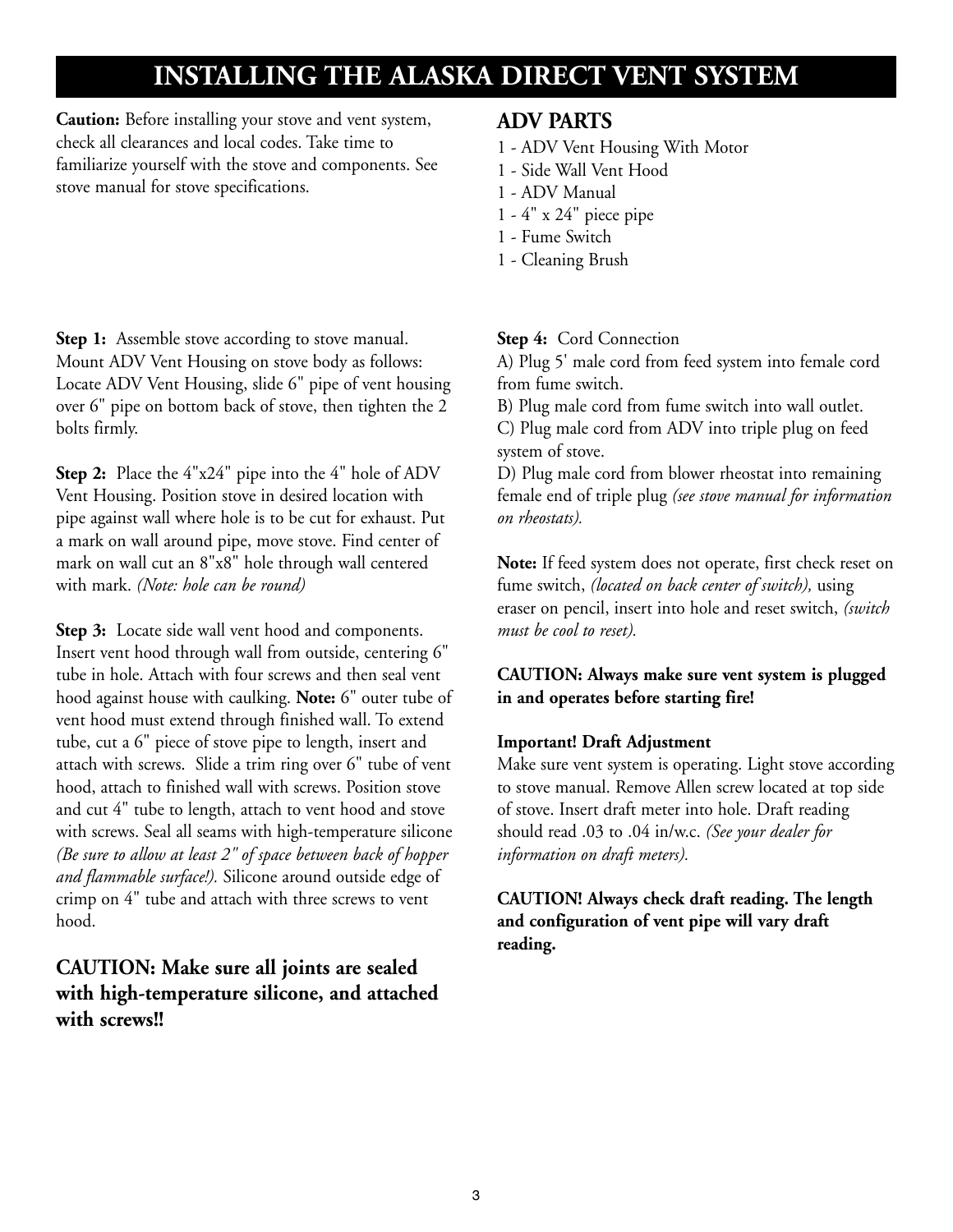# INSTALLING THE ALASKA DIRECT VENT SYSTEM

**Caution:** Before installing your stove and vent system, check all clearances and local codes. Take time to familiarize yourself with the stove and components. See stove manual for stove specifications.

## ADV PARTS

1 - ADV Vent Housing With Motor
1 - Side Wall Vent Hood
1 - ADV Manual
1 - 4" x 24" piece pipe
1 - Fume Switch
1 - Cleaning Brush

**Step 1:** Assemble stove according to stove manual. Mount ADV Vent Housing on stove body as follows: Locate ADV Vent Housing, slide 6" pipe of vent housing over 6" pipe on bottom back of stove, then tighten the 2 bolts firmly.

**Step 2:** Place the 4"x24" pipe into the 4" hole of ADV Vent Housing. Position stove in desired location with pipe against wall where hole is to be cut for exhaust. Put a mark on wall around pipe, move stove. Find center of mark on wall cut an 8"x8" hole through wall centered with mark. *(Note: hole can be round)*

**Step 3:** Locate side wall vent hood and components. Insert vent hood through wall from outside, centering 6" tube in hole. Attach with four screws and then seal vent hood against house with caulking. **Note:** 6" outer tube of vent hood must extend through finished wall. To extend tube, cut a 6" piece of stove pipe to length, insert and attach with screws. Slide a trim ring over 6" tube of vent hood, attach to finished wall with screws. Position stove and cut 4" tube to length, attach to vent hood and stove with screws. Seal all seams with high-temperature silicone *(Be sure to allow at least 2" of space between back of hopper and flammable surface!).* Silicone around outside edge of crimp on 4" tube and attach with three screws to vent hood.

**CAUTION: Make sure all joints are sealed with high-temperature silicone, and attached with screws!!**

**Step 4:** Cord Connection

A) Plug 5' male cord from feed system into female cord from fume switch.

B) Plug male cord from fume switch into wall outlet.

C) Plug male cord from ADV into triple plug on feed system of stove.

D) Plug male cord from blower rheostat into remaining female end of triple plug *(see stove manual for information on rheostats).*

**Note:** If feed system does not operate, first check reset on fume switch, *(located on back center of switch),* using eraser on pencil, insert into hole and reset switch, *(switch must be cool to reset).*

**CAUTION: Always make sure vent system is plugged in and operates before starting fire!**

**Important! Draft Adjustment**

Make sure vent system is operating. Light stove according to stove manual. Remove Allen screw located at top side of stove. Insert draft meter into hole. Draft reading should read .03 to .04 in/w.c. *(See your dealer for information on draft meters).*

**CAUTION! Always check draft reading. The length and configuration of vent pipe will vary draft reading.**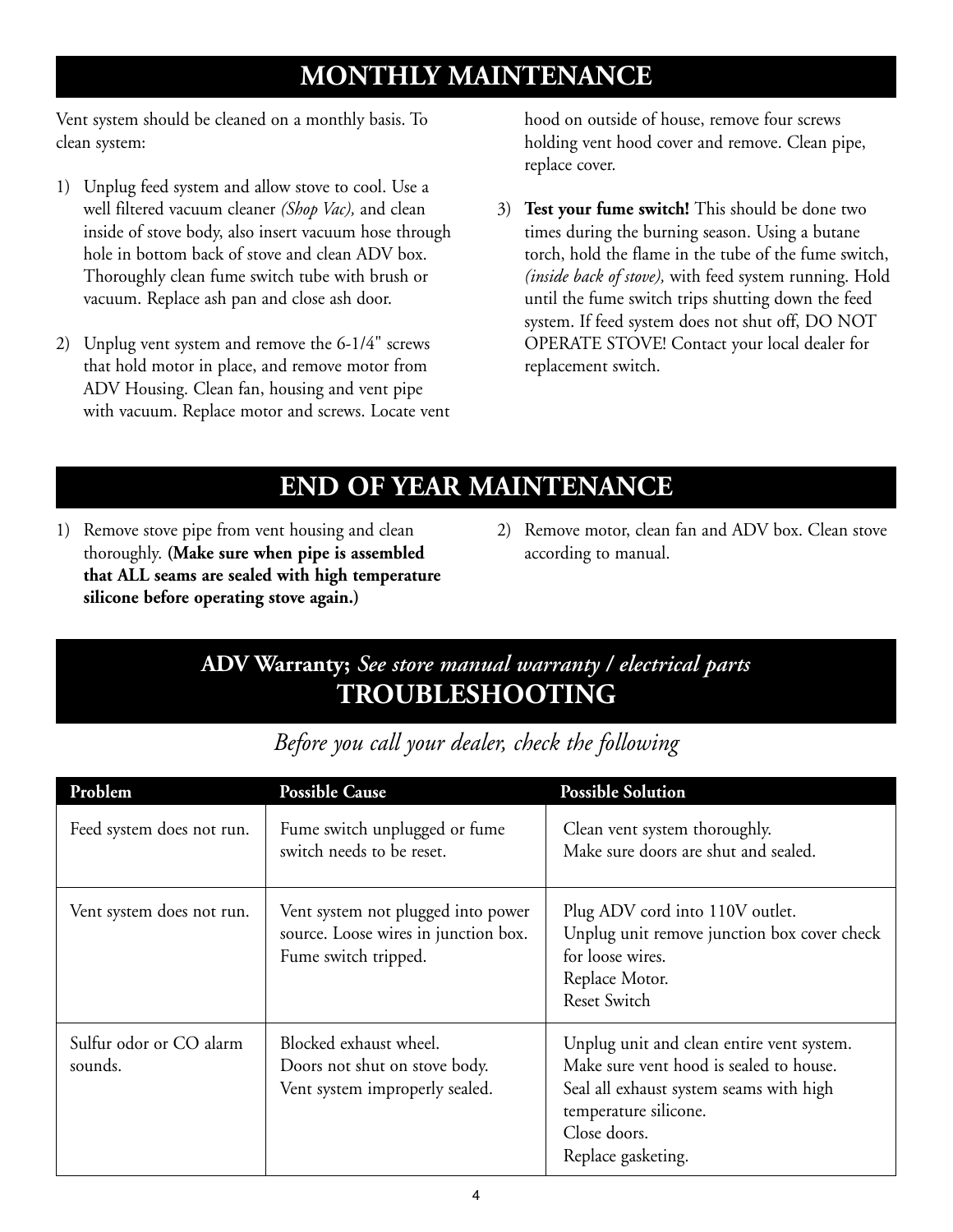## MONTHLY MAINTENANCE

Vent system should be cleaned on a monthly basis. To clean system:

1) Unplug feed system and allow stove to cool. Use a well filtered vacuum cleaner *(Shop Vac),* and clean inside of stove body, also insert vacuum hose through hole in bottom back of stove and clean ADV box. Thoroughly clean fume switch tube with brush or vacuum. Replace ash pan and close ash door.

2) Unplug vent system and remove the 6-1/4" screws that hold motor in place, and remove motor from ADV Housing. Clean fan, housing and vent pipe with vacuum. Replace motor and screws. Locate vent hood on outside of house, remove four screws holding vent hood cover and remove. Clean pipe, replace cover.

3) **Test your fume switch!** This should be done two times during the burning season. Using a butane torch, hold the flame in the tube of the fume switch, *(inside back of stove),* with feed system running. Hold until the fume switch trips shutting down the feed system. If feed system does not shut off, DO NOT OPERATE STOVE! Contact your local dealer for replacement switch.

## END OF YEAR MAINTENANCE

1) Remove stove pipe from vent housing and clean thoroughly. **(Make sure when pipe is assembled that ALL seams are sealed with high temperature silicone before operating stove again.)**

2) Remove motor, clean fan and ADV box. Clean stove according to manual.

## ADV Warranty; *See store manual warranty / electrical parts*

## TROUBLESHOOTING

*Before you call your dealer, check the following*

| Problem | Possible Cause | Possible Solution |
|---|---|---|
| Feed system does not run. | Fume switch unplugged or fume switch needs to be reset. | Clean vent system thoroughly.<br>Make sure doors are shut and sealed. |
| Vent system does not run. | Vent system not plugged into power source. Loose wires in junction box. Fume switch tripped. | Plug ADV cord into 110V outlet.<br>Unplug unit remove junction box cover check for loose wires.<br>Replace Motor.<br>Reset Switch |
| Sulfur odor or CO alarm sounds. | Blocked exhaust wheel.<br>Doors not shut on stove body.<br>Vent system improperly sealed. | Unplug unit and clean entire vent system.<br>Make sure vent hood is sealed to house.<br>Seal all exhaust system seams with high temperature silicone.<br>Close doors.<br>Replace gasketing. |